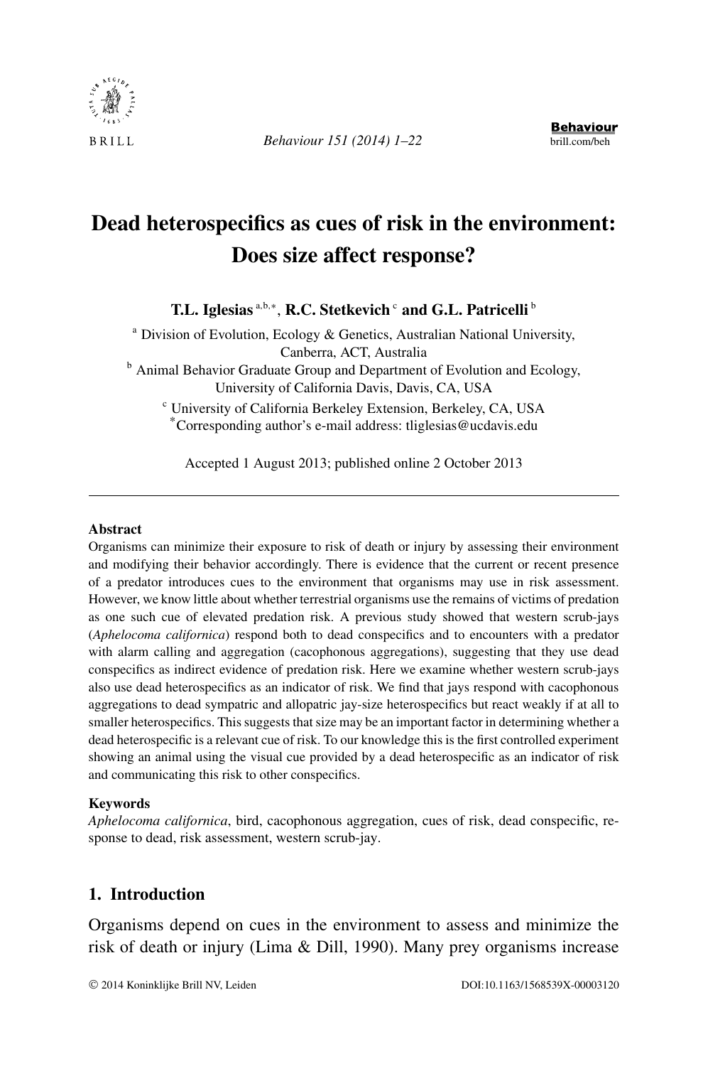# Dead heterospecifics as cues of risk in the environment: Does size affect response?

**T.L. Iglesias** [a,b,*], **R.C. Stetkevich** [c] **and G.L. Patricelli** [b]

[a] Division of Evolution, Ecology & Genetics, Australian National University, Canberra, ACT, Australia

[b] Animal Behavior Graduate Group and Department of Evolution and Ecology, University of California Davis, Davis, CA, USA

[c] University of California Berkeley Extension, Berkeley, CA, USA

[*]Corresponding author's e-mail address: tliglesias@ucdavis.edu

Accepted 1 August 2013; published online 2 October 2013

---

**Abstract**

Organisms can minimize their exposure to risk of death or injury by assessing their environment and modifying their behavior accordingly. There is evidence that the current or recent presence of a predator introduces cues to the environment that organisms may use in risk assessment. However, we know little about whether terrestrial organisms use the remains of victims of predation as one such cue of elevated predation risk. A previous study showed that western scrub-jays (*Aphelocoma californica*) respond both to dead conspecifics and to encounters with a predator with alarm calling and aggregation (cacophonous aggregations), suggesting that they use dead conspecifics as indirect evidence of predation risk. Here we examine whether western scrub-jays also use dead heterospecifics as an indicator of risk. We find that jays respond with cacophonous aggregations to dead sympatric and allopatric jay-size heterospecifics but react weakly if at all to smaller heterospecifics. This suggests that size may be an important factor in determining whether a dead heterospecific is a relevant cue of risk. To our knowledge this is the first controlled experiment showing an animal using the visual cue provided by a dead heterospecific as an indicator of risk and communicating this risk to other conspecifics.

**Keywords**

*Aphelocoma californica*, bird, cacophonous aggregation, cues of risk, dead conspecific, response to dead, risk assessment, western scrub-jay.

## 1. Introduction

Organisms depend on cues in the environment to assess and minimize the risk of death or injury (Lima & Dill, 1990). Many prey organisms increase

© 2014 Koninklijke Brill NV, Leiden DOI:10.1163/1568539X-00003120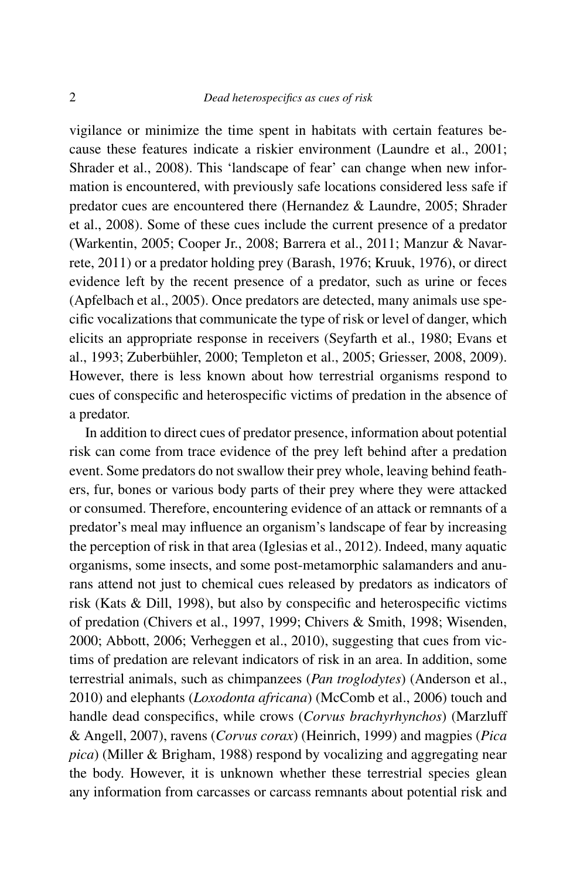vigilance or minimize the time spent in habitats with certain features because these features indicate a riskier environment (Laundre et al., 2001; Shrader et al., 2008). This 'landscape of fear' can change when new information is encountered, with previously safe locations considered less safe if predator cues are encountered there (Hernandez & Laundre, 2005; Shrader et al., 2008). Some of these cues include the current presence of a predator (Warkentin, 2005; Cooper Jr., 2008; Barrera et al., 2011; Manzur & Navarrete, 2011) or a predator holding prey (Barash, 1976; Kruuk, 1976), or direct evidence left by the recent presence of a predator, such as urine or feces (Apfelbach et al., 2005). Once predators are detected, many animals use specific vocalizations that communicate the type of risk or level of danger, which elicits an appropriate response in receivers (Seyfarth et al., 1980; Evans et al., 1993; Zuberbühler, 2000; Templeton et al., 2005; Griesser, 2008, 2009). However, there is less known about how terrestrial organisms respond to cues of conspecific and heterospecific victims of predation in the absence of a predator.

In addition to direct cues of predator presence, information about potential risk can come from trace evidence of the prey left behind after a predation event. Some predators do not swallow their prey whole, leaving behind feathers, fur, bones or various body parts of their prey where they were attacked or consumed. Therefore, encountering evidence of an attack or remnants of a predator's meal may influence an organism's landscape of fear by increasing the perception of risk in that area (Iglesias et al., 2012). Indeed, many aquatic organisms, some insects, and some post-metamorphic salamanders and anurans attend not just to chemical cues released by predators as indicators of risk (Kats & Dill, 1998), but also by conspecific and heterospecific victims of predation (Chivers et al., 1997, 1999; Chivers & Smith, 1998; Wisenden, 2000; Abbott, 2006; Verheggen et al., 2010), suggesting that cues from victims of predation are relevant indicators of risk in an area. In addition, some terrestrial animals, such as chimpanzees (*Pan troglodytes*) (Anderson et al., 2010) and elephants (*Loxodonta africana*) (McComb et al., 2006) touch and handle dead conspecifics, while crows (*Corvus brachyrhynchos*) (Marzluff & Angell, 2007), ravens (*Corvus corax*) (Heinrich, 1999) and magpies (*Pica pica*) (Miller & Brigham, 1988) respond by vocalizing and aggregating near the body. However, it is unknown whether these terrestrial species glean any information from carcasses or carcass remnants about potential risk and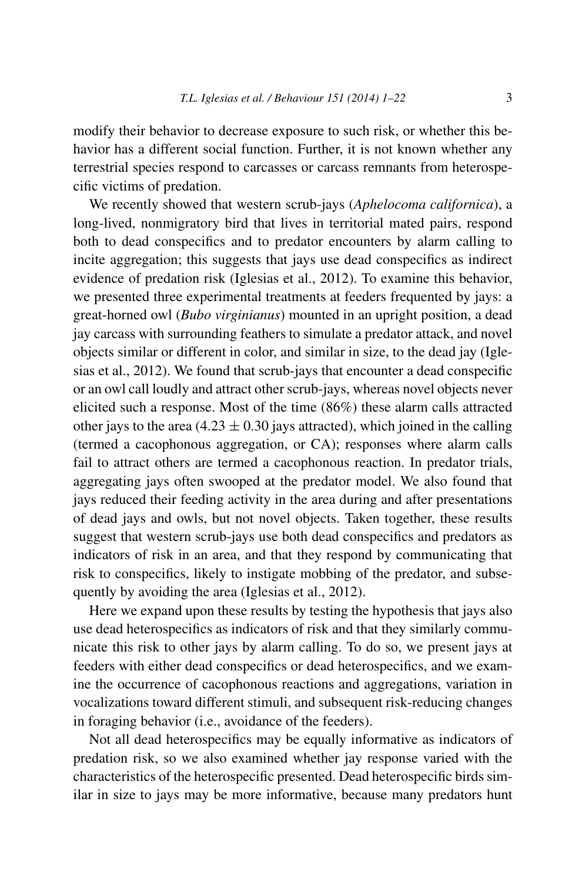modify their behavior to decrease exposure to such risk, or whether this behavior has a different social function. Further, it is not known whether any terrestrial species respond to carcasses or carcass remnants from heterospecific victims of predation.

We recently showed that western scrub-jays (*Aphelocoma californica*), a long-lived, nonmigratory bird that lives in territorial mated pairs, respond both to dead conspecifics and to predator encounters by alarm calling to incite aggregation; this suggests that jays use dead conspecifics as indirect evidence of predation risk (Iglesias et al., 2012). To examine this behavior, we presented three experimental treatments at feeders frequented by jays: a great-horned owl (*Bubo virginianus*) mounted in an upright position, a dead jay carcass with surrounding feathers to simulate a predator attack, and novel objects similar or different in color, and similar in size, to the dead jay (Iglesias et al., 2012). We found that scrub-jays that encounter a dead conspecific or an owl call loudly and attract other scrub-jays, whereas novel objects never elicited such a response. Most of the time (86%) these alarm calls attracted other jays to the area ($4.23 \pm 0.30$ jays attracted), which joined in the calling (termed a cacophonous aggregation, or CA); responses where alarm calls fail to attract others are termed a cacophonous reaction. In predator trials, aggregating jays often swooped at the predator model. We also found that jays reduced their feeding activity in the area during and after presentations of dead jays and owls, but not novel objects. Taken together, these results suggest that western scrub-jays use both dead conspecifics and predators as indicators of risk in an area, and that they respond by communicating that risk to conspecifics, likely to instigate mobbing of the predator, and subsequently by avoiding the area (Iglesias et al., 2012).

Here we expand upon these results by testing the hypothesis that jays also use dead heterospecifics as indicators of risk and that they similarly communicate this risk to other jays by alarm calling. To do so, we present jays at feeders with either dead conspecifics or dead heterospecifics, and we examine the occurrence of cacophonous reactions and aggregations, variation in vocalizations toward different stimuli, and subsequent risk-reducing changes in foraging behavior (i.e., avoidance of the feeders).

Not all dead heterospecifics may be equally informative as indicators of predation risk, so we also examined whether jay response varied with the characteristics of the heterospecific presented. Dead heterospecific birds similar in size to jays may be more informative, because many predators hunt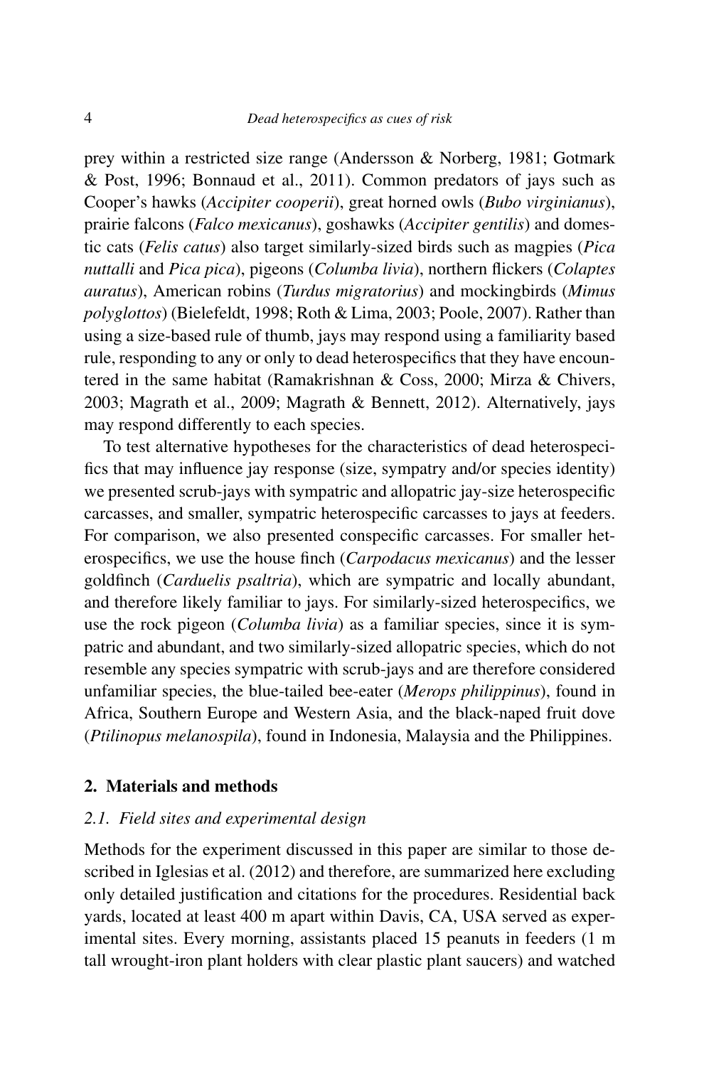prey within a restricted size range (Andersson & Norberg, 1981; Gotmark & Post, 1996; Bonnaud et al., 2011). Common predators of jays such as Cooper's hawks (*Accipiter cooperii*), great horned owls (*Bubo virginianus*), prairie falcons (*Falco mexicanus*), goshawks (*Accipiter gentilis*) and domestic cats (*Felis catus*) also target similarly-sized birds such as magpies (*Pica nuttalli* and *Pica pica*), pigeons (*Columba livia*), northern flickers (*Colaptes auratus*), American robins (*Turdus migratorius*) and mockingbirds (*Mimus polyglottos*) (Bielefeldt, 1998; Roth & Lima, 2003; Poole, 2007). Rather than using a size-based rule of thumb, jays may respond using a familiarity based rule, responding to any or only to dead heterospecifics that they have encountered in the same habitat (Ramakrishnan & Coss, 2000; Mirza & Chivers, 2003; Magrath et al., 2009; Magrath & Bennett, 2012). Alternatively, jays may respond differently to each species.

To test alternative hypotheses for the characteristics of dead heterospecifics that may influence jay response (size, sympatry and/or species identity) we presented scrub-jays with sympatric and allopatric jay-size heterospecific carcasses, and smaller, sympatric heterospecific carcasses to jays at feeders. For comparison, we also presented conspecific carcasses. For smaller heterospecifics, we use the house finch (*Carpodacus mexicanus*) and the lesser goldfinch (*Carduelis psaltria*), which are sympatric and locally abundant, and therefore likely familiar to jays. For similarly-sized heterospecifics, we use the rock pigeon (*Columba livia*) as a familiar species, since it is sympatric and abundant, and two similarly-sized allopatric species, which do not resemble any species sympatric with scrub-jays and are therefore considered unfamiliar species, the blue-tailed bee-eater (*Merops philippinus*), found in Africa, Southern Europe and Western Asia, and the black-naped fruit dove (*Ptilinopus melanospila*), found in Indonesia, Malaysia and the Philippines.

## 2. Materials and methods

### *2.1. Field sites and experimental design*

Methods for the experiment discussed in this paper are similar to those described in Iglesias et al. (2012) and therefore, are summarized here excluding only detailed justification and citations for the procedures. Residential back yards, located at least 400 m apart within Davis, CA, USA served as experimental sites. Every morning, assistants placed 15 peanuts in feeders (1 m tall wrought-iron plant holders with clear plastic plant saucers) and watched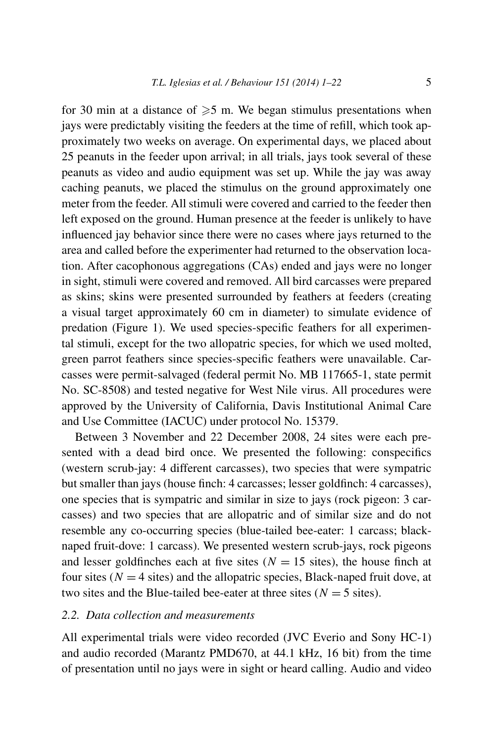for 30 min at a distance of $\geqslant 5$ m. We began stimulus presentations when jays were predictably visiting the feeders at the time of refill, which took approximately two weeks on average. On experimental days, we placed about 25 peanuts in the feeder upon arrival; in all trials, jays took several of these peanuts as video and audio equipment was set up. While the jay was away caching peanuts, we placed the stimulus on the ground approximately one meter from the feeder. All stimuli were covered and carried to the feeder then left exposed on the ground. Human presence at the feeder is unlikely to have influenced jay behavior since there were no cases where jays returned to the area and called before the experimenter had returned to the observation location. After cacophonous aggregations (CAs) ended and jays were no longer in sight, stimuli were covered and removed. All bird carcasses were prepared as skins; skins were presented surrounded by feathers at feeders (creating a visual target approximately 60 cm in diameter) to simulate evidence of predation (Figure 1). We used species-specific feathers for all experimental stimuli, except for the two allopatric species, for which we used molted, green parrot feathers since species-specific feathers were unavailable. Carcasses were permit-salvaged (federal permit No. MB 117665-1, state permit No. SC-8508) and tested negative for West Nile virus. All procedures were approved by the University of California, Davis Institutional Animal Care and Use Committee (IACUC) under protocol No. 15379.

Between 3 November and 22 December 2008, 24 sites were each presented with a dead bird once. We presented the following: conspecifics (western scrub-jay: 4 different carcasses), two species that were sympatric but smaller than jays (house finch: 4 carcasses; lesser goldfinch: 4 carcasses), one species that is sympatric and similar in size to jays (rock pigeon: 3 carcasses) and two species that are allopatric and of similar size and do not resemble any co-occurring species (blue-tailed bee-eater: 1 carcass; black-naped fruit-dove: 1 carcass). We presented western scrub-jays, rock pigeons and lesser goldfinches each at five sites ($N = 15$ sites), the house finch at four sites ($N = 4$ sites) and the allopatric species, Black-naped fruit dove, at two sites and the Blue-tailed bee-eater at three sites ($N = 5$ sites).

### *2.2. Data collection and measurements*

All experimental trials were video recorded (JVC Everio and Sony HC-1) and audio recorded (Marantz PMD670, at 44.1 kHz, 16 bit) from the time of presentation until no jays were in sight or heard calling. Audio and video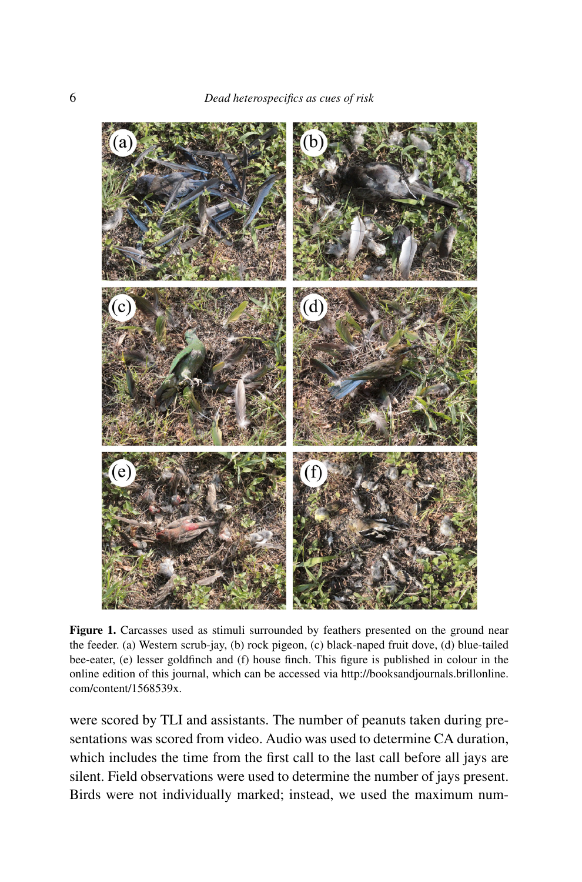**Figure 1.** Carcasses used as stimuli surrounded by feathers presented on the ground near the feeder. (a) Western scrub-jay, (b) rock pigeon, (c) black-naped fruit dove, (d) blue-tailed bee-eater, (e) lesser goldfinch and (f) house finch. This figure is published in colour in the online edition of this journal, which can be accessed via http://booksandjournals.brillonline.com/content/1568539x.

were scored by TLI and assistants. The number of peanuts taken during presentations was scored from video. Audio was used to determine CA duration, which includes the time from the first call to the last call before all jays are silent. Field observations were used to determine the number of jays present. Birds were not individually marked; instead, we used the maximum num-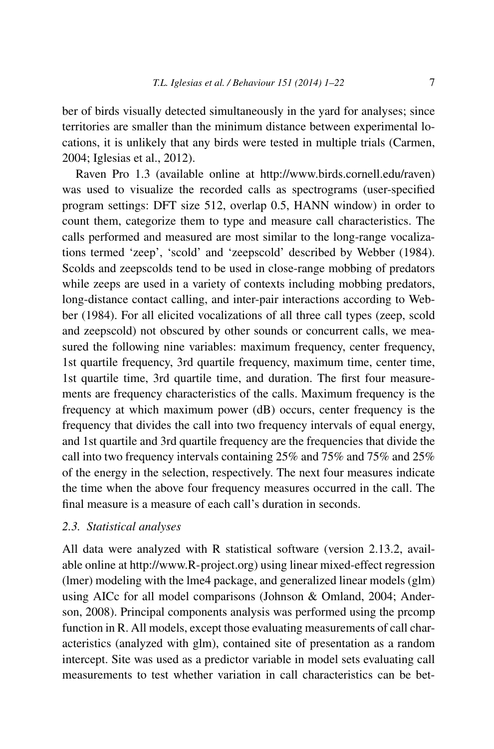ber of birds visually detected simultaneously in the yard for analyses; since territories are smaller than the minimum distance between experimental locations, it is unlikely that any birds were tested in multiple trials (Carmen, 2004; Iglesias et al., 2012).

Raven Pro 1.3 (available online at http://www.birds.cornell.edu/raven) was used to visualize the recorded calls as spectrograms (user-specified program settings: DFT size 512, overlap 0.5, HANN window) in order to count them, categorize them to type and measure call characteristics. The calls performed and measured are most similar to the long-range vocalizations termed 'zeep', 'scold' and 'zeepscold' described by Webber (1984). Scolds and zeepscolds tend to be used in close-range mobbing of predators while zeeps are used in a variety of contexts including mobbing predators, long-distance contact calling, and inter-pair interactions according to Webber (1984). For all elicited vocalizations of all three call types (zeep, scold and zeepscold) not obscured by other sounds or concurrent calls, we measured the following nine variables: maximum frequency, center frequency, 1st quartile frequency, 3rd quartile frequency, maximum time, center time, 1st quartile time, 3rd quartile time, and duration. The first four measurements are frequency characteristics of the calls. Maximum frequency is the frequency at which maximum power (dB) occurs, center frequency is the frequency that divides the call into two frequency intervals of equal energy, and 1st quartile and 3rd quartile frequency are the frequencies that divide the call into two frequency intervals containing 25% and 75% and 75% and 25% of the energy in the selection, respectively. The next four measures indicate the time when the above four frequency measures occurred in the call. The final measure is a measure of each call's duration in seconds.

### 2.3. *Statistical analyses*

All data were analyzed with R statistical software (version 2.13.2, available online at http://www.R-project.org) using linear mixed-effect regression (lmer) modeling with the lme4 package, and generalized linear models (glm) using AICc for all model comparisons (Johnson & Omland, 2004; Anderson, 2008). Principal components analysis was performed using the prcomp function in R. All models, except those evaluating measurements of call characteristics (analyzed with glm), contained site of presentation as a random intercept. Site was used as a predictor variable in model sets evaluating call measurements to test whether variation in call characteristics can be bet-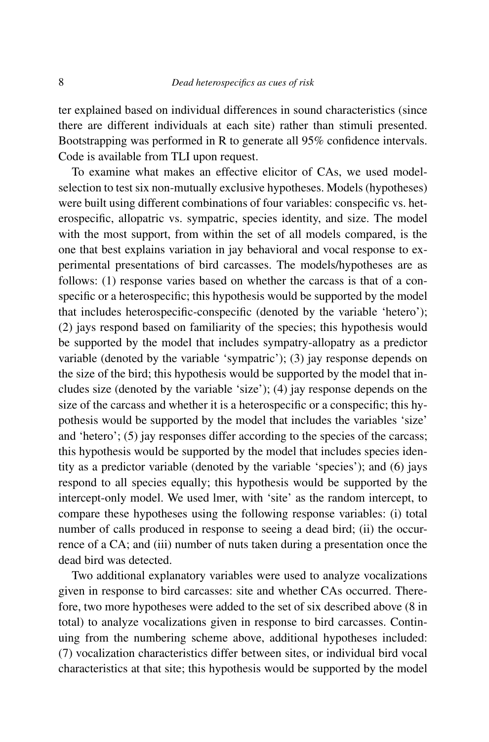ter explained based on individual differences in sound characteristics (since there are different individuals at each site) rather than stimuli presented. Bootstrapping was performed in R to generate all 95% confidence intervals. Code is available from TLI upon request.

To examine what makes an effective elicitor of CAs, we used model-selection to test six non-mutually exclusive hypotheses. Models (hypotheses) were built using different combinations of four variables: conspecific vs. heterospecific, allopatric vs. sympatric, species identity, and size. The model with the most support, from within the set of all models compared, is the one that best explains variation in jay behavioral and vocal response to experimental presentations of bird carcasses. The models/hypotheses are as follows: (1) response varies based on whether the carcass is that of a conspecific or a heterospecific; this hypothesis would be supported by the model that includes heterospecific-conspecific (denoted by the variable 'hetero'); (2) jays respond based on familiarity of the species; this hypothesis would be supported by the model that includes sympatry-allopatry as a predictor variable (denoted by the variable 'sympatric'); (3) jay response depends on the size of the bird; this hypothesis would be supported by the model that includes size (denoted by the variable 'size'); (4) jay response depends on the size of the carcass and whether it is a heterospecific or a conspecific; this hypothesis would be supported by the model that includes the variables 'size' and 'hetero'; (5) jay responses differ according to the species of the carcass; this hypothesis would be supported by the model that includes species identity as a predictor variable (denoted by the variable 'species'); and (6) jays respond to all species equally; this hypothesis would be supported by the intercept-only model. We used lmer, with 'site' as the random intercept, to compare these hypotheses using the following response variables: (i) total number of calls produced in response to seeing a dead bird; (ii) the occurrence of a CA; and (iii) number of nuts taken during a presentation once the dead bird was detected.

Two additional explanatory variables were used to analyze vocalizations given in response to bird carcasses: site and whether CAs occurred. Therefore, two more hypotheses were added to the set of six described above (8 in total) to analyze vocalizations given in response to bird carcasses. Continuing from the numbering scheme above, additional hypotheses included: (7) vocalization characteristics differ between sites, or individual bird vocal characteristics at that site; this hypothesis would be supported by the model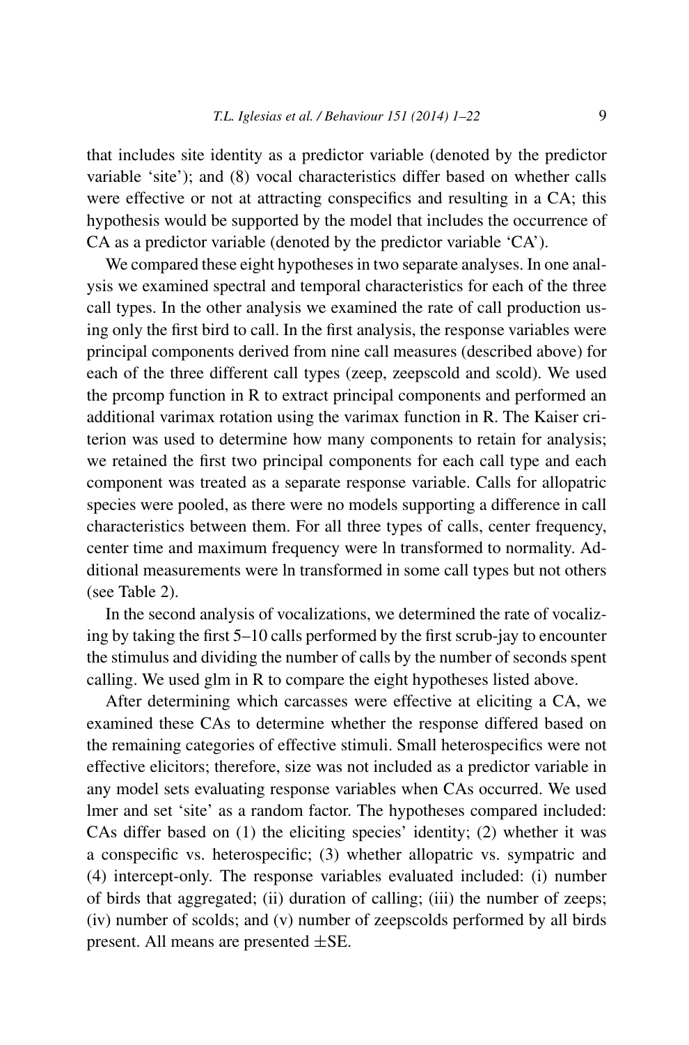that includes site identity as a predictor variable (denoted by the predictor variable 'site'); and (8) vocal characteristics differ based on whether calls were effective or not at attracting conspecifics and resulting in a CA; this hypothesis would be supported by the model that includes the occurrence of CA as a predictor variable (denoted by the predictor variable 'CA').

We compared these eight hypotheses in two separate analyses. In one analysis we examined spectral and temporal characteristics for each of the three call types. In the other analysis we examined the rate of call production using only the first bird to call. In the first analysis, the response variables were principal components derived from nine call measures (described above) for each of the three different call types (zeep, zeepscold and scold). We used the prcomp function in R to extract principal components and performed an additional varimax rotation using the varimax function in R. The Kaiser criterion was used to determine how many components to retain for analysis; we retained the first two principal components for each call type and each component was treated as a separate response variable. Calls for allopatric species were pooled, as there were no models supporting a difference in call characteristics between them. For all three types of calls, center frequency, center time and maximum frequency were ln transformed to normality. Additional measurements were ln transformed in some call types but not others (see Table 2).

In the second analysis of vocalizations, we determined the rate of vocalizing by taking the first 5–10 calls performed by the first scrub-jay to encounter the stimulus and dividing the number of calls by the number of seconds spent calling. We used glm in R to compare the eight hypotheses listed above.

After determining which carcasses were effective at eliciting a CA, we examined these CAs to determine whether the response differed based on the remaining categories of effective stimuli. Small heterospecifics were not effective elicitors; therefore, size was not included as a predictor variable in any model sets evaluating response variables when CAs occurred. We used lmer and set 'site' as a random factor. The hypotheses compared included: CAs differ based on (1) the eliciting species' identity; (2) whether it was a conspecific vs. heterospecific; (3) whether allopatric vs. sympatric and (4) intercept-only. The response variables evaluated included: (i) number of birds that aggregated; (ii) duration of calling; (iii) the number of zeeps; (iv) number of scolds; and (v) number of zeepscolds performed by all birds present. All means are presented $\pm$SE.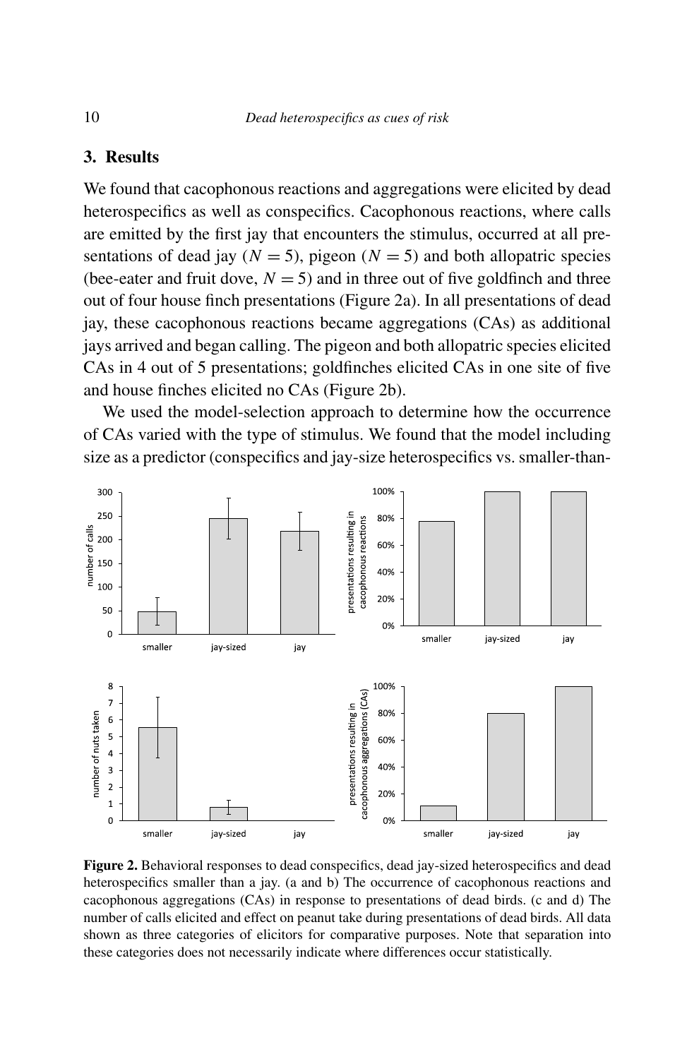## 3. Results

We found that cacophonous reactions and aggregations were elicited by dead heterospecifics as well as conspecifics. Cacophonous reactions, where calls are emitted by the first jay that encounters the stimulus, occurred at all presentations of dead jay ($N = 5$), pigeon ($N = 5$) and both allopatric species (bee-eater and fruit dove, $N = 5$) and in three out of five goldfinch and three out of four house finch presentations (Figure 2a). In all presentations of dead jay, these cacophonous reactions became aggregations (CAs) as additional jays arrived and began calling. The pigeon and both allopatric species elicited CAs in 4 out of 5 presentations; goldfinches elicited CAs in one site of five and house finches elicited no CAs (Figure 2b).

We used the model-selection approach to determine how the occurrence of CAs varied with the type of stimulus. We found that the model including size as a predictor (conspecifics and jay-size heterospecifics vs. smaller-than-

**Figure 2.** Behavioral responses to dead conspecifics, dead jay-sized heterospecifics and dead heterospecifics smaller than a jay. (a and b) The occurrence of cacophonous reactions and cacophonous aggregations (CAs) in response to presentations of dead birds. (c and d) The number of calls elicited and effect on peanut take during presentations of dead birds. All data shown as three categories of elicitors for comparative purposes. Note that separation into these categories does not necessarily indicate where differences occur statistically.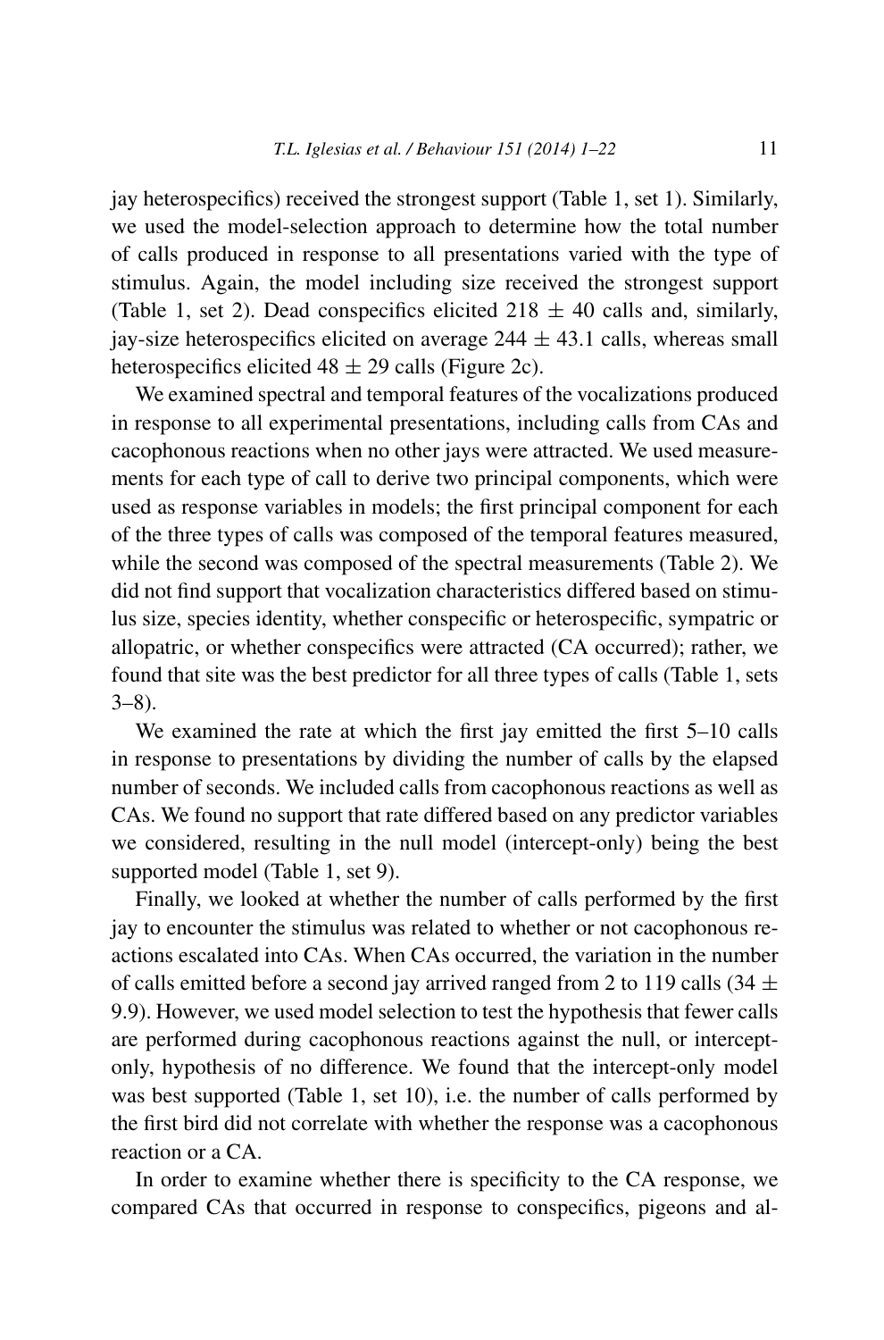jay heterospecifics) received the strongest support (Table 1, set 1). Similarly, we used the model-selection approach to determine how the total number of calls produced in response to all presentations varied with the type of stimulus. Again, the model including size received the strongest support (Table 1, set 2). Dead conspecifics elicited $218 \pm 40$ calls and, similarly, jay-size heterospecifics elicited on average $244 \pm 43.1$ calls, whereas small heterospecifics elicited $48 \pm 29$ calls (Figure 2c).

We examined spectral and temporal features of the vocalizations produced in response to all experimental presentations, including calls from CAs and cacophonous reactions when no other jays were attracted. We used measurements for each type of call to derive two principal components, which were used as response variables in models; the first principal component for each of the three types of calls was composed of the temporal features measured, while the second was composed of the spectral measurements (Table 2). We did not find support that vocalization characteristics differed based on stimulus size, species identity, whether conspecific or heterospecific, sympatric or allopatric, or whether conspecifics were attracted (CA occurred); rather, we found that site was the best predictor for all three types of calls (Table 1, sets 3–8).

We examined the rate at which the first jay emitted the first 5–10 calls in response to presentations by dividing the number of calls by the elapsed number of seconds. We included calls from cacophonous reactions as well as CAs. We found no support that rate differed based on any predictor variables we considered, resulting in the null model (intercept-only) being the best supported model (Table 1, set 9).

Finally, we looked at whether the number of calls performed by the first jay to encounter the stimulus was related to whether or not cacophonous reactions escalated into CAs. When CAs occurred, the variation in the number of calls emitted before a second jay arrived ranged from 2 to 119 calls ($34 \pm 9.9$). However, we used model selection to test the hypothesis that fewer calls are performed during cacophonous reactions against the null, or intercept-only, hypothesis of no difference. We found that the intercept-only model was best supported (Table 1, set 10), i.e. the number of calls performed by the first bird did not correlate with whether the response was a cacophonous reaction or a CA.

In order to examine whether there is specificity to the CA response, we compared CAs that occurred in response to conspecifics, pigeons and al-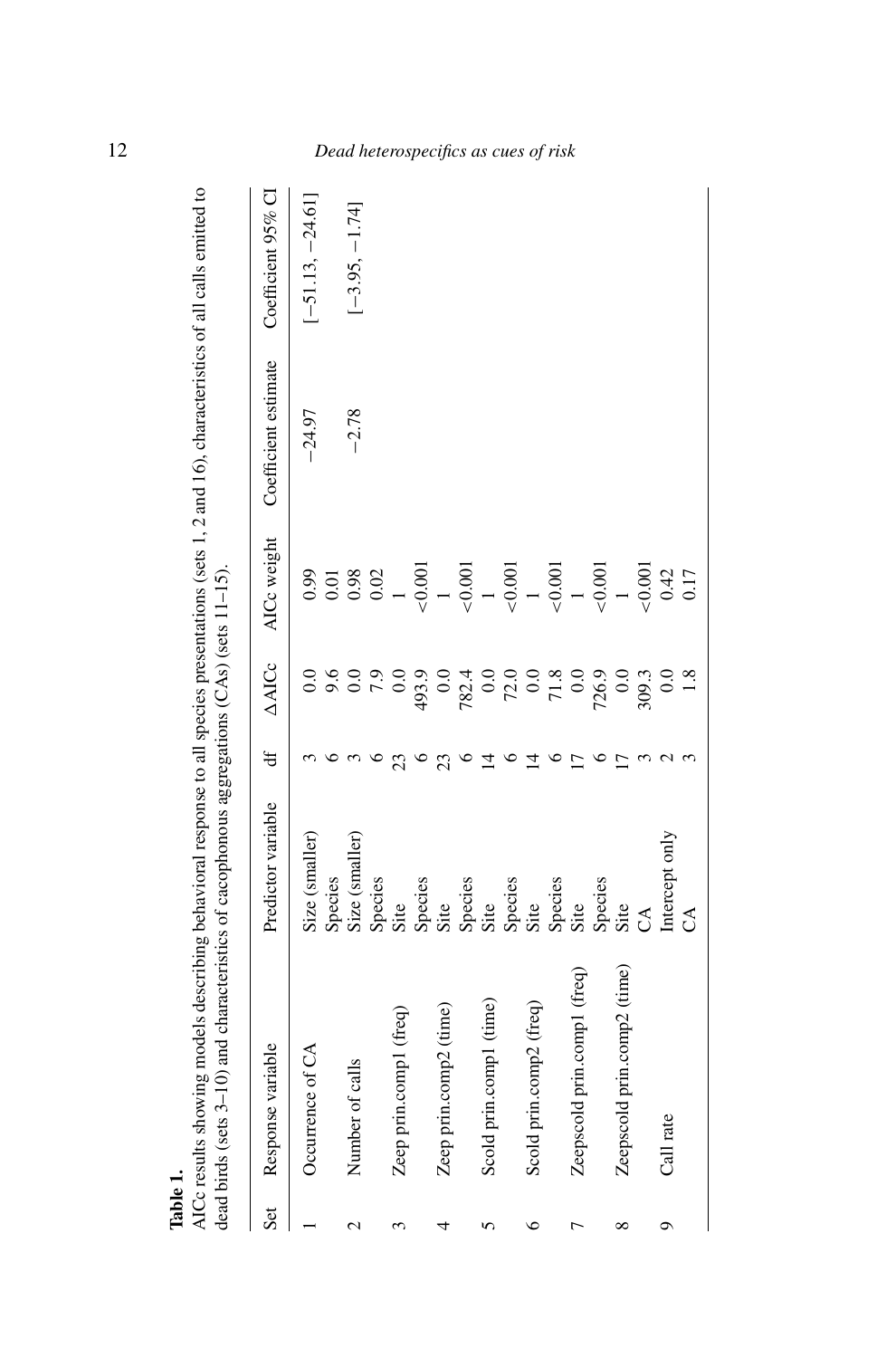**Table 1.**

AICc results showing models describing behavioral response to all species presentations (sets 1, 2 and 16), characteristics of all calls emitted to dead birds (sets 3–10) and characteristics of cacophonous aggregations (CAs) (sets 11–15).

| Set | Response variable | Predictor variable | df | ΔAICc | AICc weight | Coefficient estimate | Coefficient 95% CI |
|---|---|---|---|---|---|---|---|
| 1 | Occurrence of CA | Size (smaller) | 3 | 0.0 | 0.99 | −24.97 | [−51.13, −24.61] |
| | | Species | 6 | 9.6 | 0.01 | | |
| 2 | Number of calls | Size (smaller) | 3 | 0.0 | 0.98 | −2.78 | [−3.95, −1.74] |
| | | Species | 6 | 7.9 | 0.02 | | |
| 3 | Zeep prin.comp1 (freq) | Site | 23 | 0.0 | 1 | | |
| | | Species | 6 | 493.9 | <0.001 | | |
| 4 | Zeep prin.comp2 (time) | Site | 23 | 0.0 | 1 | | |
| | | Species | 6 | 782.4 | <0.001 | | |
| 5 | Scold prin.comp1 (time) | Site | 14 | 0.0 | 1 | | |
| | | Species | 6 | 72.0 | <0.001 | | |
| 6 | Scold prin.comp2 (freq) | Site | 14 | 0.0 | 1 | | |
| | | Species | 6 | 71.8 | <0.001 | | |
| 7 | Zeepscold prin.comp1 (freq) | Site | 17 | 0.0 | 1 | | |
| | | Species | 6 | 726.9 | <0.001 | | |
| 8 | Zeepscold prin.comp2 (time) | Site | 17 | 0.0 | 1 | | |
| | | CA | 3 | 309.3 | <0.001 | | |
| 9 | Call rate | Intercept only | 2 | 0.0 | 0.42 | | |
| | | CA | 3 | 1.8 | 0.17 | | |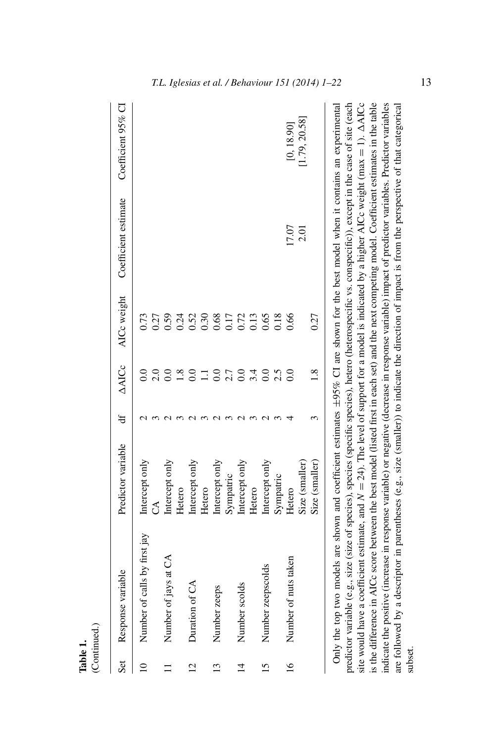**Table 1.**
(Continued.)

| Set | Response variable | Predictor variable | df | ΔAICc | AICc weight | Coefficient estimate | Coefficient 95% CI |
|---|---|---|---|---|---|---|---|
| 10 | Number of calls by first jay | Intercept only | 2 | 0.0 | 0.73 | | |
| | | CA | 3 | 2.0 | 0.27 | | |
| 11 | Number of jays at CA | Intercept only | 2 | 0.0 | 0.59 | | |
| | | Hetero | 3 | 1.8 | 0.24 | | |
| 12 | Duration of CA | Intercept only | 2 | 0.0 | 0.52 | | |
| | | Hetero | 3 | 1.1 | 0.30 | | |
| 13 | Number zeeps | Intercept only | 2 | 0.0 | 0.68 | | |
| | | Sympatric | 3 | 2.7 | 0.17 | | |
| 14 | Number scolds | Intercept only | 2 | 0.0 | 0.72 | | |
| | | Hetero | 3 | 3.4 | 0.13 | | |
| 15 | Number zeepscolds | Intercept only | 2 | 0.0 | 0.65 | | |
| | | Sympatric | 3 | 2.5 | 0.18 | | |
| 16 | Number of nuts taken | Hetero | 4 | 0.0 | 0.66 | 17.07 | [0, 18.90] |
| | | Size (smaller) | | | | 2.01 | [1.79, 20.58] |
| | | Size (smaller) | 3 | 1.8 | 0.27 | | |

Only the top two models are shown and coefficient estimates ±95% CI are shown for the best model when it contains an experimental predictor variable (e.g., size (size of species), species (specific species), hetero (heterospecific vs. conspecific)), except in the case of site (each site would have a coefficient estimate, and $N = 24$). The level of support for a model is indicated by a higher AICc weight (max = 1). ΔAICc is the difference in AICc score between the best model (listed first in each set) and the next competing model. Coefficient estimates in the table indicate the positive (increase in response variable) or negative (decrease in response variable) impact of predictor variables. Predictor variables are followed by a descriptor in parentheses (e.g., size (smaller)) to indicate the direction of impact is from the perspective of that categorical subset.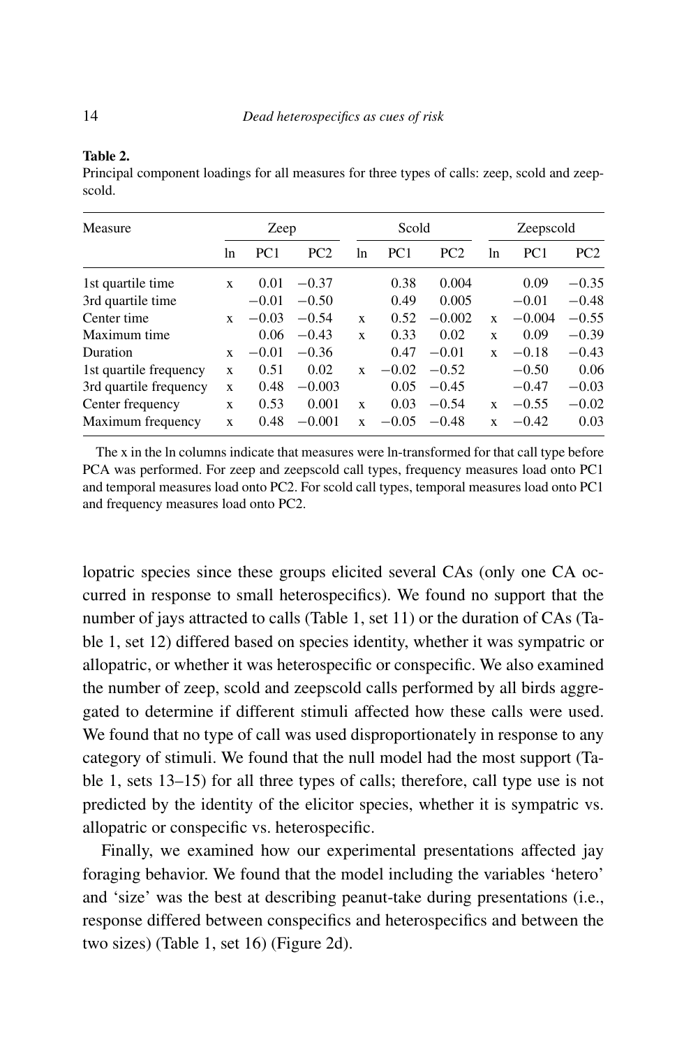**Table 2.**

Principal component loadings for all measures for three types of calls: zeep, scold and zeepscold.

| Measure | Zeep | | | Scold | | | Zeepscold | | |
|---|---|---|---|---|---|---|---|---|---|
| | ln | PC1 | PC2 | ln | PC1 | PC2 | ln | PC1 | PC2 |
| 1st quartile time | x | 0.01 | −0.37 | | 0.38 | 0.004 | | 0.09 | −0.35 |
| 3rd quartile time | | −0.01 | −0.50 | | 0.49 | 0.005 | | −0.01 | −0.48 |
| Center time | x | −0.03 | −0.54 | x | 0.52 | −0.002 | x | −0.004 | −0.55 |
| Maximum time | | 0.06 | −0.43 | x | 0.33 | 0.02 | x | 0.09 | −0.39 |
| Duration | x | −0.01 | −0.36 | | 0.47 | −0.01 | x | −0.18 | −0.43 |
| 1st quartile frequency | x | 0.51 | 0.02 | x | −0.02 | −0.52 | | −0.50 | 0.06 |
| 3rd quartile frequency | x | 0.48 | −0.003 | | 0.05 | −0.45 | | −0.47 | −0.03 |
| Center frequency | x | 0.53 | 0.001 | x | 0.03 | −0.54 | x | −0.55 | −0.02 |
| Maximum frequency | x | 0.48 | −0.001 | x | −0.05 | −0.48 | x | −0.42 | 0.03 |

The x in the ln columns indicate that measures were ln-transformed for that call type before PCA was performed. For zeep and zeepscold call types, frequency measures load onto PC1 and temporal measures load onto PC2. For scold call types, temporal measures load onto PC1 and frequency measures load onto PC2.

lopatric species since these groups elicited several CAs (only one CA occurred in response to small heterospecifics). We found no support that the number of jays attracted to calls (Table 1, set 11) or the duration of CAs (Table 1, set 12) differed based on species identity, whether it was sympatric or allopatric, or whether it was heterospecific or conspecific. We also examined the number of zeep, scold and zeepscold calls performed by all birds aggregated to determine if different stimuli affected how these calls were used. We found that no type of call was used disproportionately in response to any category of stimuli. We found that the null model had the most support (Table 1, sets 13–15) for all three types of calls; therefore, call type use is not predicted by the identity of the elicitor species, whether it is sympatric vs. allopatric or conspecific vs. heterospecific.

Finally, we examined how our experimental presentations affected jay foraging behavior. We found that the model including the variables 'hetero' and 'size' was the best at describing peanut-take during presentations (i.e., response differed between conspecifics and heterospecifics and between the two sizes) (Table 1, set 16) (Figure 2d).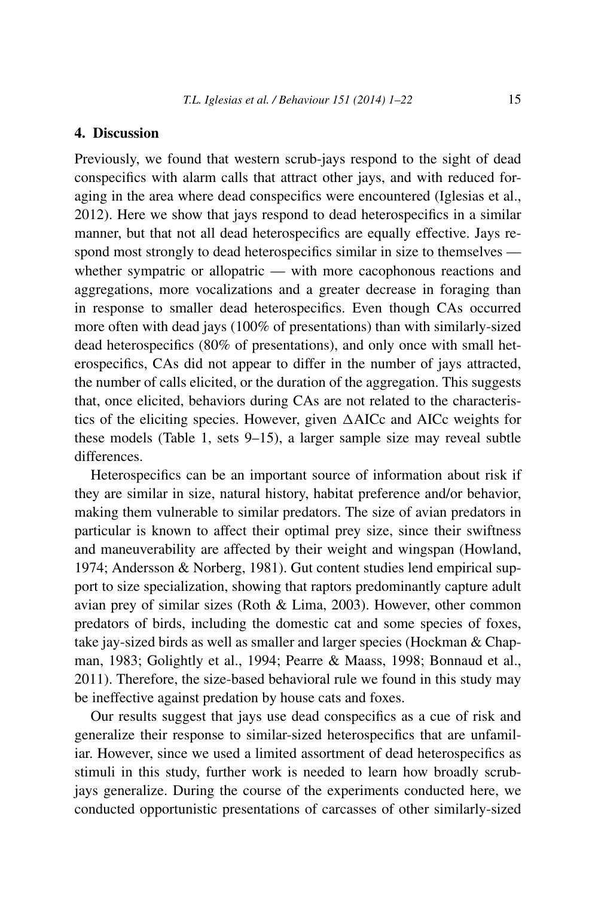## 4. Discussion

Previously, we found that western scrub-jays respond to the sight of dead conspecifics with alarm calls that attract other jays, and with reduced foraging in the area where dead conspecifics were encountered (Iglesias et al., 2012). Here we show that jays respond to dead heterospecifics in a similar manner, but that not all dead heterospecifics are equally effective. Jays respond most strongly to dead heterospecifics similar in size to themselves — whether sympatric or allopatric — with more cacophonous reactions and aggregations, more vocalizations and a greater decrease in foraging than in response to smaller dead heterospecifics. Even though CAs occurred more often with dead jays (100% of presentations) than with similarly-sized dead heterospecifics (80% of presentations), and only once with small heterospecifics, CAs did not appear to differ in the number of jays attracted, the number of calls elicited, or the duration of the aggregation. This suggests that, once elicited, behaviors during CAs are not related to the characteristics of the eliciting species. However, given $\Delta$AICc and AICc weights for these models (Table 1, sets 9–15), a larger sample size may reveal subtle differences.

Heterospecifics can be an important source of information about risk if they are similar in size, natural history, habitat preference and/or behavior, making them vulnerable to similar predators. The size of avian predators in particular is known to affect their optimal prey size, since their swiftness and maneuverability are affected by their weight and wingspan (Howland, 1974; Andersson & Norberg, 1981). Gut content studies lend empirical support to size specialization, showing that raptors predominantly capture adult avian prey of similar sizes (Roth & Lima, 2003). However, other common predators of birds, including the domestic cat and some species of foxes, take jay-sized birds as well as smaller and larger species (Hockman & Chapman, 1983; Golightly et al., 1994; Pearre & Maass, 1998; Bonnaud et al., 2011). Therefore, the size-based behavioral rule we found in this study may be ineffective against predation by house cats and foxes.

Our results suggest that jays use dead conspecifics as a cue of risk and generalize their response to similar-sized heterospecifics that are unfamiliar. However, since we used a limited assortment of dead heterospecifics as stimuli in this study, further work is needed to learn how broadly scrub-jays generalize. During the course of the experiments conducted here, we conducted opportunistic presentations of carcasses of other similarly-sized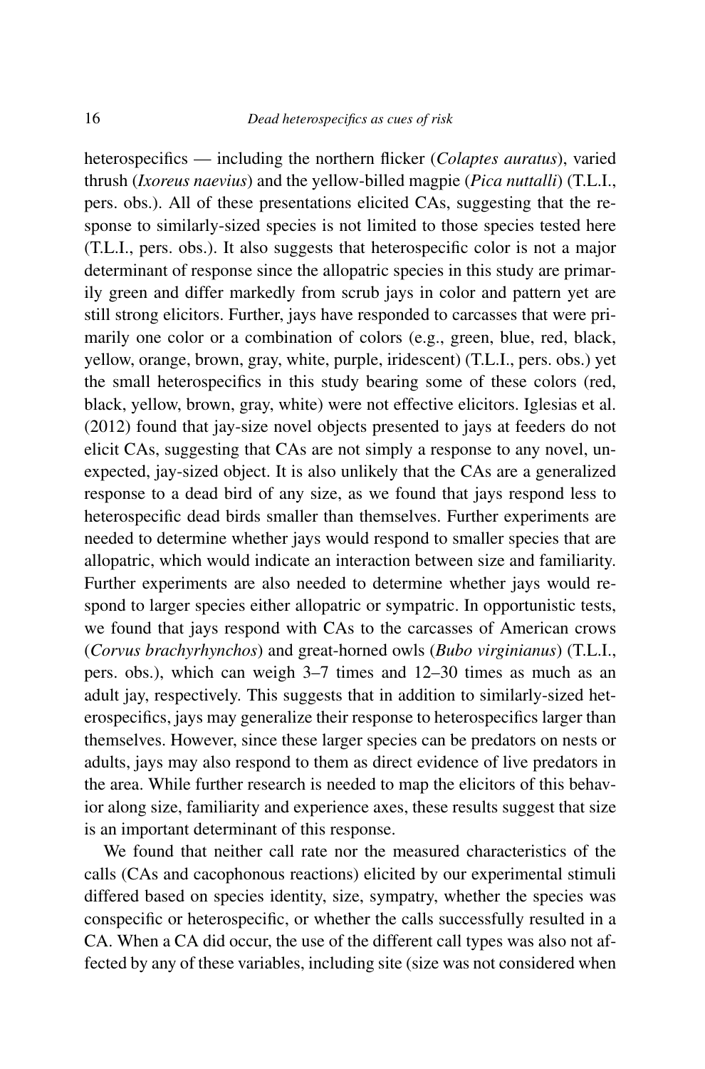heterospecifics — including the northern flicker (*Colaptes auratus*), varied thrush (*Ixoreus naevius*) and the yellow-billed magpie (*Pica nuttalli*) (T.L.I., pers. obs.). All of these presentations elicited CAs, suggesting that the response to similarly-sized species is not limited to those species tested here (T.L.I., pers. obs.). It also suggests that heterospecific color is not a major determinant of response since the allopatric species in this study are primarily green and differ markedly from scrub jays in color and pattern yet are still strong elicitors. Further, jays have responded to carcasses that were primarily one color or a combination of colors (e.g., green, blue, red, black, yellow, orange, brown, gray, white, purple, iridescent) (T.L.I., pers. obs.) yet the small heterospecifics in this study bearing some of these colors (red, black, yellow, brown, gray, white) were not effective elicitors. Iglesias et al. (2012) found that jay-size novel objects presented to jays at feeders do not elicit CAs, suggesting that CAs are not simply a response to any novel, unexpected, jay-sized object. It is also unlikely that the CAs are a generalized response to a dead bird of any size, as we found that jays respond less to heterospecific dead birds smaller than themselves. Further experiments are needed to determine whether jays would respond to smaller species that are allopatric, which would indicate an interaction between size and familiarity. Further experiments are also needed to determine whether jays would respond to larger species either allopatric or sympatric. In opportunistic tests, we found that jays respond with CAs to the carcasses of American crows (*Corvus brachyrhynchos*) and great-horned owls (*Bubo virginianus*) (T.L.I., pers. obs.), which can weigh 3–7 times and 12–30 times as much as an adult jay, respectively. This suggests that in addition to similarly-sized heterospecifics, jays may generalize their response to heterospecifics larger than themselves. However, since these larger species can be predators on nests or adults, jays may also respond to them as direct evidence of live predators in the area. While further research is needed to map the elicitors of this behavior along size, familiarity and experience axes, these results suggest that size is an important determinant of this response.

We found that neither call rate nor the measured characteristics of the calls (CAs and cacophonous reactions) elicited by our experimental stimuli differed based on species identity, size, sympatry, whether the species was conspecific or heterospecific, or whether the calls successfully resulted in a CA. When a CA did occur, the use of the different call types was also not affected by any of these variables, including site (size was not considered when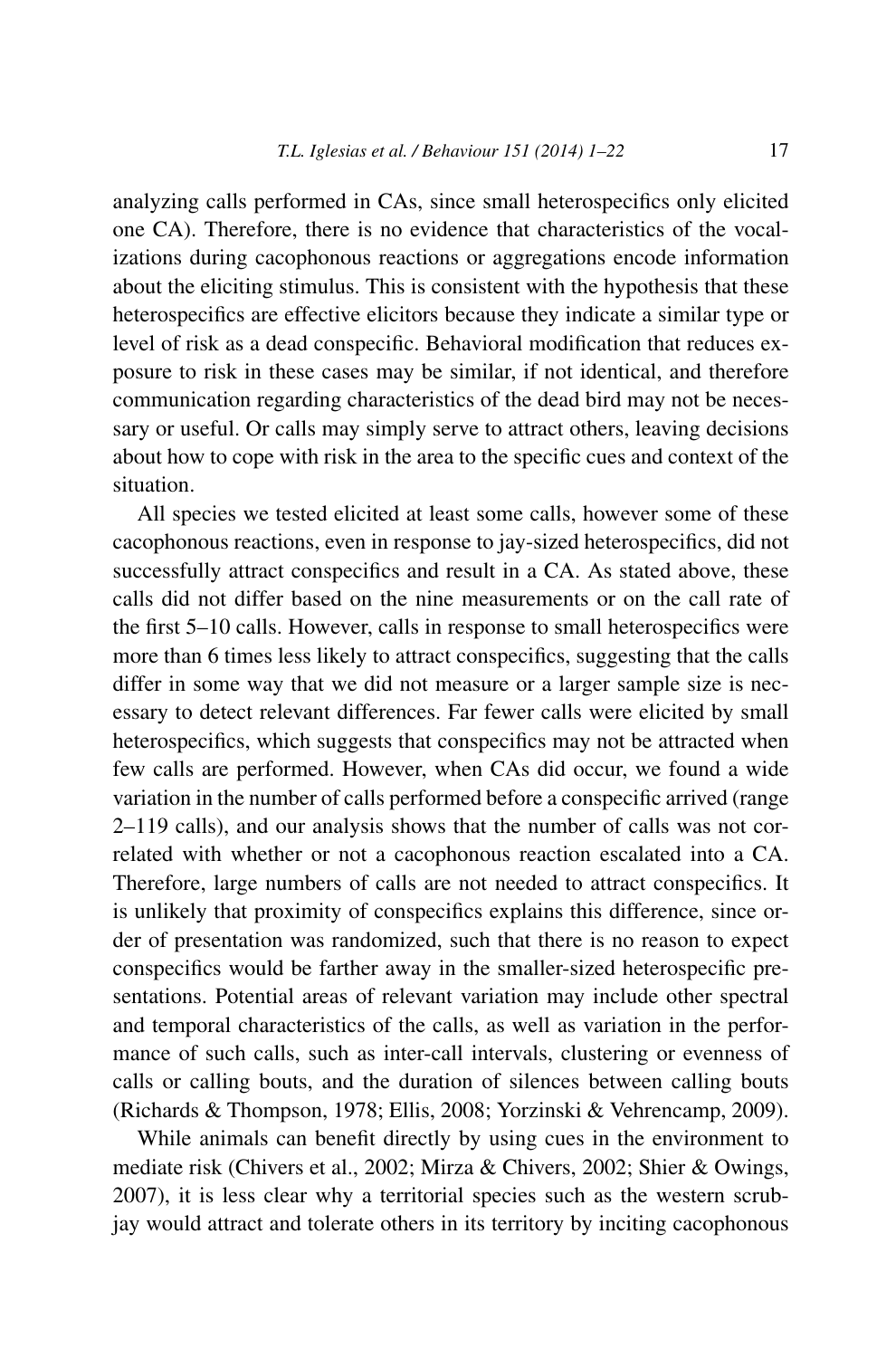analyzing calls performed in CAs, since small heterospecifics only elicited one CA). Therefore, there is no evidence that characteristics of the vocalizations during cacophonous reactions or aggregations encode information about the eliciting stimulus. This is consistent with the hypothesis that these heterospecifics are effective elicitors because they indicate a similar type or level of risk as a dead conspecific. Behavioral modification that reduces exposure to risk in these cases may be similar, if not identical, and therefore communication regarding characteristics of the dead bird may not be necessary or useful. Or calls may simply serve to attract others, leaving decisions about how to cope with risk in the area to the specific cues and context of the situation.

All species we tested elicited at least some calls, however some of these cacophonous reactions, even in response to jay-sized heterospecifics, did not successfully attract conspecifics and result in a CA. As stated above, these calls did not differ based on the nine measurements or on the call rate of the first 5–10 calls. However, calls in response to small heterospecifics were more than 6 times less likely to attract conspecifics, suggesting that the calls differ in some way that we did not measure or a larger sample size is necessary to detect relevant differences. Far fewer calls were elicited by small heterospecifics, which suggests that conspecifics may not be attracted when few calls are performed. However, when CAs did occur, we found a wide variation in the number of calls performed before a conspecific arrived (range 2–119 calls), and our analysis shows that the number of calls was not correlated with whether or not a cacophonous reaction escalated into a CA. Therefore, large numbers of calls are not needed to attract conspecifics. It is unlikely that proximity of conspecifics explains this difference, since order of presentation was randomized, such that there is no reason to expect conspecifics would be farther away in the smaller-sized heterospecific presentations. Potential areas of relevant variation may include other spectral and temporal characteristics of the calls, as well as variation in the performance of such calls, such as inter-call intervals, clustering or evenness of calls or calling bouts, and the duration of silences between calling bouts (Richards & Thompson, 1978; Ellis, 2008; Yorzinski & Vehrencamp, 2009).

While animals can benefit directly by using cues in the environment to mediate risk (Chivers et al., 2002; Mirza & Chivers, 2002; Shier & Owings, 2007), it is less clear why a territorial species such as the western scrub-jay would attract and tolerate others in its territory by inciting cacophonous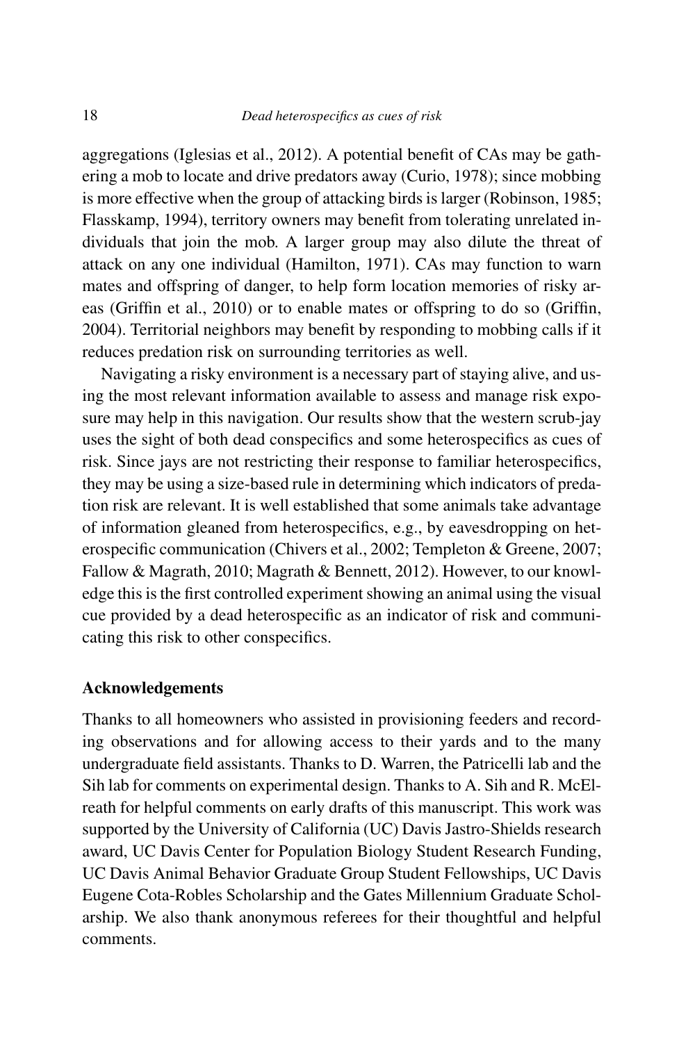aggregations (Iglesias et al., 2012). A potential benefit of CAs may be gathering a mob to locate and drive predators away (Curio, 1978); since mobbing is more effective when the group of attacking birds is larger (Robinson, 1985; Flasskamp, 1994), territory owners may benefit from tolerating unrelated individuals that join the mob. A larger group may also dilute the threat of attack on any one individual (Hamilton, 1971). CAs may function to warn mates and offspring of danger, to help form location memories of risky areas (Griffin et al., 2010) or to enable mates or offspring to do so (Griffin, 2004). Territorial neighbors may benefit by responding to mobbing calls if it reduces predation risk on surrounding territories as well.

Navigating a risky environment is a necessary part of staying alive, and using the most relevant information available to assess and manage risk exposure may help in this navigation. Our results show that the western scrub-jay uses the sight of both dead conspecifics and some heterospecifics as cues of risk. Since jays are not restricting their response to familiar heterospecifics, they may be using a size-based rule in determining which indicators of predation risk are relevant. It is well established that some animals take advantage of information gleaned from heterospecifics, e.g., by eavesdropping on heterospecific communication (Chivers et al., 2002; Templeton & Greene, 2007; Fallow & Magrath, 2010; Magrath & Bennett, 2012). However, to our knowledge this is the first controlled experiment showing an animal using the visual cue provided by a dead heterospecific as an indicator of risk and communicating this risk to other conspecifics.

## Acknowledgements

Thanks to all homeowners who assisted in provisioning feeders and recording observations and for allowing access to their yards and to the many undergraduate field assistants. Thanks to D. Warren, the Patricelli lab and the Sih lab for comments on experimental design. Thanks to A. Sih and R. McElreath for helpful comments on early drafts of this manuscript. This work was supported by the University of California (UC) Davis Jastro-Shields research award, UC Davis Center for Population Biology Student Research Funding, UC Davis Animal Behavior Graduate Group Student Fellowships, UC Davis Eugene Cota-Robles Scholarship and the Gates Millennium Graduate Scholarship. We also thank anonymous referees for their thoughtful and helpful comments.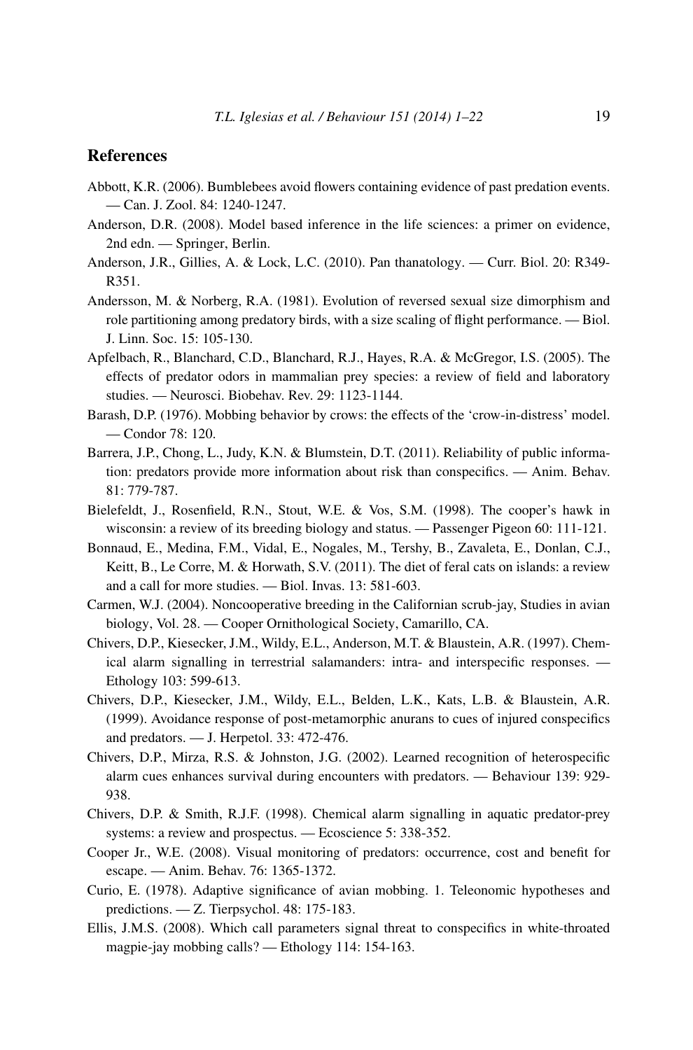## References

Abbott, K.R. (2006). Bumblebees avoid flowers containing evidence of past predation events. — Can. J. Zool. 84: 1240-1247.

Anderson, D.R. (2008). Model based inference in the life sciences: a primer on evidence, 2nd edn. — Springer, Berlin.

Anderson, J.R., Gillies, A. & Lock, L.C. (2010). Pan thanatology. — Curr. Biol. 20: R349-R351.

Andersson, M. & Norberg, R.A. (1981). Evolution of reversed sexual size dimorphism and role partitioning among predatory birds, with a size scaling of flight performance. — Biol. J. Linn. Soc. 15: 105-130.

Apfelbach, R., Blanchard, C.D., Blanchard, R.J., Hayes, R.A. & McGregor, I.S. (2005). The effects of predator odors in mammalian prey species: a review of field and laboratory studies. — Neurosci. Biobehav. Rev. 29: 1123-1144.

Barash, D.P. (1976). Mobbing behavior by crows: the effects of the 'crow-in-distress' model. — Condor 78: 120.

Barrera, J.P., Chong, L., Judy, K.N. & Blumstein, D.T. (2011). Reliability of public information: predators provide more information about risk than conspecifics. — Anim. Behav. 81: 779-787.

Bielefeldt, J., Rosenfield, R.N., Stout, W.E. & Vos, S.M. (1998). The cooper's hawk in wisconsin: a review of its breeding biology and status. — Passenger Pigeon 60: 111-121.

Bonnaud, E., Medina, F.M., Vidal, E., Nogales, M., Tershy, B., Zavaleta, E., Donlan, C.J., Keitt, B., Le Corre, M. & Horwath, S.V. (2011). The diet of feral cats on islands: a review and a call for more studies. — Biol. Invas. 13: 581-603.

Carmen, W.J. (2004). Noncooperative breeding in the Californian scrub-jay, Studies in avian biology, Vol. 28. — Cooper Ornithological Society, Camarillo, CA.

Chivers, D.P., Kiesecker, J.M., Wildy, E.L., Anderson, M.T. & Blaustein, A.R. (1997). Chemical alarm signalling in terrestrial salamanders: intra- and interspecific responses. — Ethology 103: 599-613.

Chivers, D.P., Kiesecker, J.M., Wildy, E.L., Belden, L.K., Kats, L.B. & Blaustein, A.R. (1999). Avoidance response of post-metamorphic anurans to cues of injured conspecifics and predators. — J. Herpetol. 33: 472-476.

Chivers, D.P., Mirza, R.S. & Johnston, J.G. (2002). Learned recognition of heterospecific alarm cues enhances survival during encounters with predators. — Behaviour 139: 929-938.

Chivers, D.P. & Smith, R.J.F. (1998). Chemical alarm signalling in aquatic predator-prey systems: a review and prospectus. — Ecoscience 5: 338-352.

Cooper Jr., W.E. (2008). Visual monitoring of predators: occurrence, cost and benefit for escape. — Anim. Behav. 76: 1365-1372.

Curio, E. (1978). Adaptive significance of avian mobbing. 1. Teleonomic hypotheses and predictions. — Z. Tierpsychol. 48: 175-183.

Ellis, J.M.S. (2008). Which call parameters signal threat to conspecifics in white-throated magpie-jay mobbing calls? — Ethology 114: 154-163.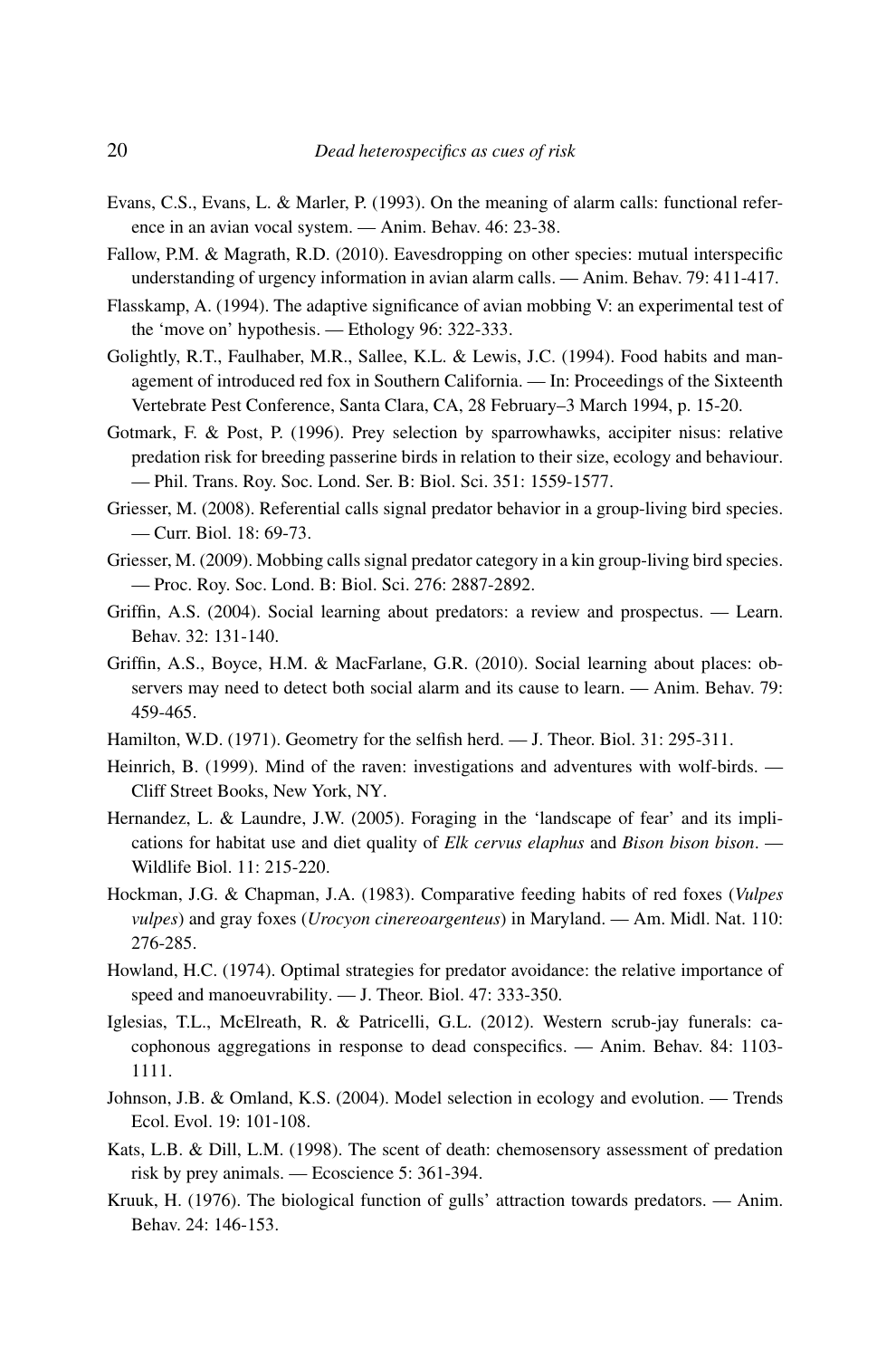Evans, C.S., Evans, L. & Marler, P. (1993). On the meaning of alarm calls: functional reference in an avian vocal system. — Anim. Behav. 46: 23-38.

Fallow, P.M. & Magrath, R.D. (2010). Eavesdropping on other species: mutual interspecific understanding of urgency information in avian alarm calls. — Anim. Behav. 79: 411-417.

Flasskamp, A. (1994). The adaptive significance of avian mobbing V: an experimental test of the 'move on' hypothesis. — Ethology 96: 322-333.

Golightly, R.T., Faulhaber, M.R., Sallee, K.L. & Lewis, J.C. (1994). Food habits and management of introduced red fox in Southern California. — In: Proceedings of the Sixteenth Vertebrate Pest Conference, Santa Clara, CA, 28 February–3 March 1994, p. 15-20.

Gotmark, F. & Post, P. (1996). Prey selection by sparrowhawks, accipiter nisus: relative predation risk for breeding passerine birds in relation to their size, ecology and behaviour. — Phil. Trans. Roy. Soc. Lond. Ser. B: Biol. Sci. 351: 1559-1577.

Griesser, M. (2008). Referential calls signal predator behavior in a group-living bird species. — Curr. Biol. 18: 69-73.

Griesser, M. (2009). Mobbing calls signal predator category in a kin group-living bird species. — Proc. Roy. Soc. Lond. B: Biol. Sci. 276: 2887-2892.

Griffin, A.S. (2004). Social learning about predators: a review and prospectus. — Learn. Behav. 32: 131-140.

Griffin, A.S., Boyce, H.M. & MacFarlane, G.R. (2010). Social learning about places: observers may need to detect both social alarm and its cause to learn. — Anim. Behav. 79: 459-465.

Hamilton, W.D. (1971). Geometry for the selfish herd. — J. Theor. Biol. 31: 295-311.

Heinrich, B. (1999). Mind of the raven: investigations and adventures with wolf-birds. — Cliff Street Books, New York, NY.

Hernandez, L. & Laundre, J.W. (2005). Foraging in the 'landscape of fear' and its implications for habitat use and diet quality of *Elk cervus elaphus* and *Bison bison bison*. — Wildlife Biol. 11: 215-220.

Hockman, J.G. & Chapman, J.A. (1983). Comparative feeding habits of red foxes (*Vulpes vulpes*) and gray foxes (*Urocyon cinereoargenteus*) in Maryland. — Am. Midl. Nat. 110: 276-285.

Howland, H.C. (1974). Optimal strategies for predator avoidance: the relative importance of speed and manoeuvrability. — J. Theor. Biol. 47: 333-350.

Iglesias, T.L., McElreath, R. & Patricelli, G.L. (2012). Western scrub-jay funerals: cacophonous aggregations in response to dead conspecifics. — Anim. Behav. 84: 1103-1111.

Johnson, J.B. & Omland, K.S. (2004). Model selection in ecology and evolution. — Trends Ecol. Evol. 19: 101-108.

Kats, L.B. & Dill, L.M. (1998). The scent of death: chemosensory assessment of predation risk by prey animals. — Ecoscience 5: 361-394.

Kruuk, H. (1976). The biological function of gulls' attraction towards predators. — Anim. Behav. 24: 146-153.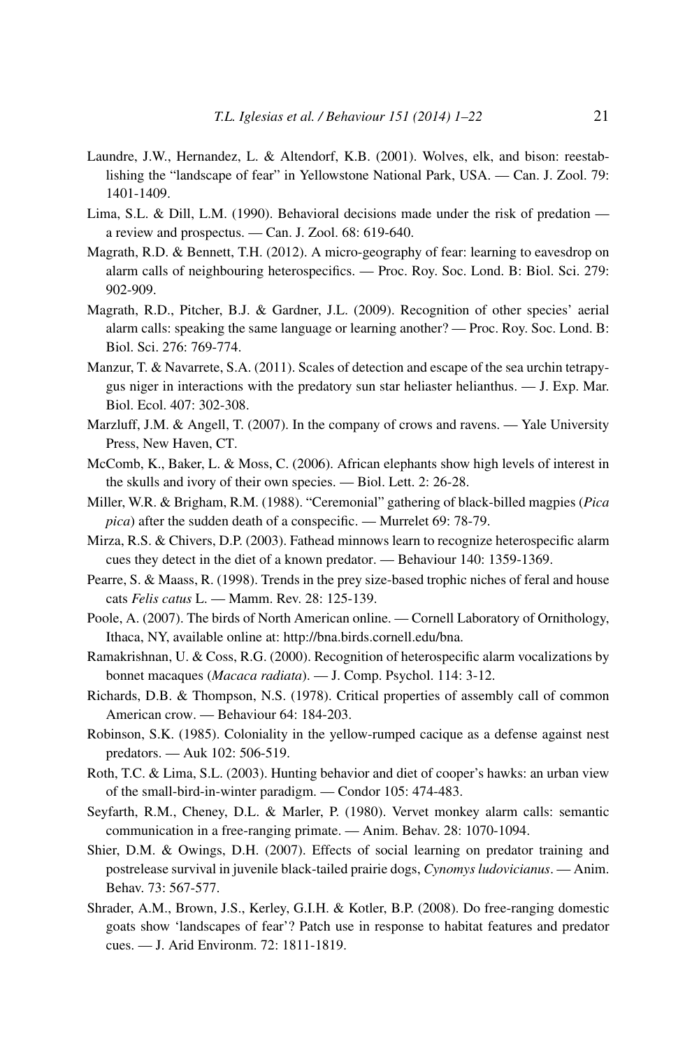Laundre, J.W., Hernandez, L. & Altendorf, K.B. (2001). Wolves, elk, and bison: reestablishing the "landscape of fear" in Yellowstone National Park, USA. — Can. J. Zool. 79: 1401-1409.

Lima, S.L. & Dill, L.M. (1990). Behavioral decisions made under the risk of predation — a review and prospectus. — Can. J. Zool. 68: 619-640.

Magrath, R.D. & Bennett, T.H. (2012). A micro-geography of fear: learning to eavesdrop on alarm calls of neighbouring heterospecifics. — Proc. Roy. Soc. Lond. B: Biol. Sci. 279: 902-909.

Magrath, R.D., Pitcher, B.J. & Gardner, J.L. (2009). Recognition of other species' aerial alarm calls: speaking the same language or learning another? — Proc. Roy. Soc. Lond. B: Biol. Sci. 276: 769-774.

Manzur, T. & Navarrete, S.A. (2011). Scales of detection and escape of the sea urchin tetrapygus niger in interactions with the predatory sun star heliaster helianthus. — J. Exp. Mar. Biol. Ecol. 407: 302-308.

Marzluff, J.M. & Angell, T. (2007). In the company of crows and ravens. — Yale University Press, New Haven, CT.

McComb, K., Baker, L. & Moss, C. (2006). African elephants show high levels of interest in the skulls and ivory of their own species. — Biol. Lett. 2: 26-28.

Miller, W.R. & Brigham, R.M. (1988). "Ceremonial" gathering of black-billed magpies (*Pica pica*) after the sudden death of a conspecific. — Murrelet 69: 78-79.

Mirza, R.S. & Chivers, D.P. (2003). Fathead minnows learn to recognize heterospecific alarm cues they detect in the diet of a known predator. — Behaviour 140: 1359-1369.

Pearre, S. & Maass, R. (1998). Trends in the prey size-based trophic niches of feral and house cats *Felis catus* L. — Mamm. Rev. 28: 125-139.

Poole, A. (2007). The birds of North American online. — Cornell Laboratory of Ornithology, Ithaca, NY, available online at: http://bna.birds.cornell.edu/bna.

Ramakrishnan, U. & Coss, R.G. (2000). Recognition of heterospecific alarm vocalizations by bonnet macaques (*Macaca radiata*). — J. Comp. Psychol. 114: 3-12.

Richards, D.B. & Thompson, N.S. (1978). Critical properties of assembly call of common American crow. — Behaviour 64: 184-203.

Robinson, S.K. (1985). Coloniality in the yellow-rumped cacique as a defense against nest predators. — Auk 102: 506-519.

Roth, T.C. & Lima, S.L. (2003). Hunting behavior and diet of cooper's hawks: an urban view of the small-bird-in-winter paradigm. — Condor 105: 474-483.

Seyfarth, R.M., Cheney, D.L. & Marler, P. (1980). Vervet monkey alarm calls: semantic communication in a free-ranging primate. — Anim. Behav. 28: 1070-1094.

Shier, D.M. & Owings, D.H. (2007). Effects of social learning on predator training and postrelease survival in juvenile black-tailed prairie dogs, *Cynomys ludovicianus*. — Anim. Behav. 73: 567-577.

Shrader, A.M., Brown, J.S., Kerley, G.I.H. & Kotler, B.P. (2008). Do free-ranging domestic goats show 'landscapes of fear'? Patch use in response to habitat features and predator cues. — J. Arid Environm. 72: 1811-1819.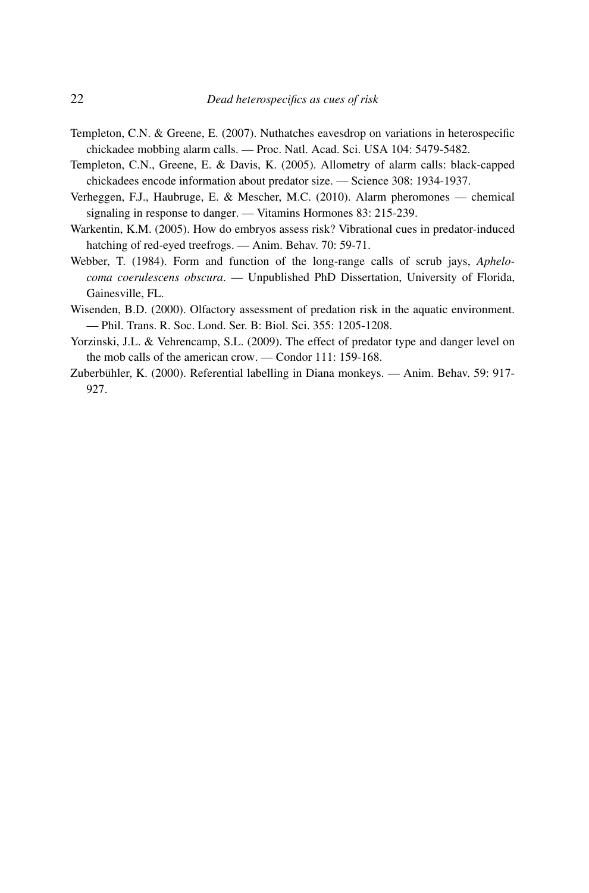Templeton, C.N. & Greene, E. (2007). Nuthatches eavesdrop on variations in heterospecific chickadee mobbing alarm calls. — Proc. Natl. Acad. Sci. USA 104: 5479-5482.

Templeton, C.N., Greene, E. & Davis, K. (2005). Allometry of alarm calls: black-capped chickadees encode information about predator size. — Science 308: 1934-1937.

Verheggen, F.J., Haubruge, E. & Mescher, M.C. (2010). Alarm pheromones — chemical signaling in response to danger. — Vitamins Hormones 83: 215-239.

Warkentin, K.M. (2005). How do embryos assess risk? Vibrational cues in predator-induced hatching of red-eyed treefrogs. — Anim. Behav. 70: 59-71.

Webber, T. (1984). Form and function of the long-range calls of scrub jays, *Aphelocoma coerulescens obscura*. — Unpublished PhD Dissertation, University of Florida, Gainesville, FL.

Wisenden, B.D. (2000). Olfactory assessment of predation risk in the aquatic environment. — Phil. Trans. R. Soc. Lond. Ser. B: Biol. Sci. 355: 1205-1208.

Yorzinski, J.L. & Vehrencamp, S.L. (2009). The effect of predator type and danger level on the mob calls of the american crow. — Condor 111: 159-168.

Zuberbühler, K. (2000). Referential labelling in Diana monkeys. — Anim. Behav. 59: 917-927.